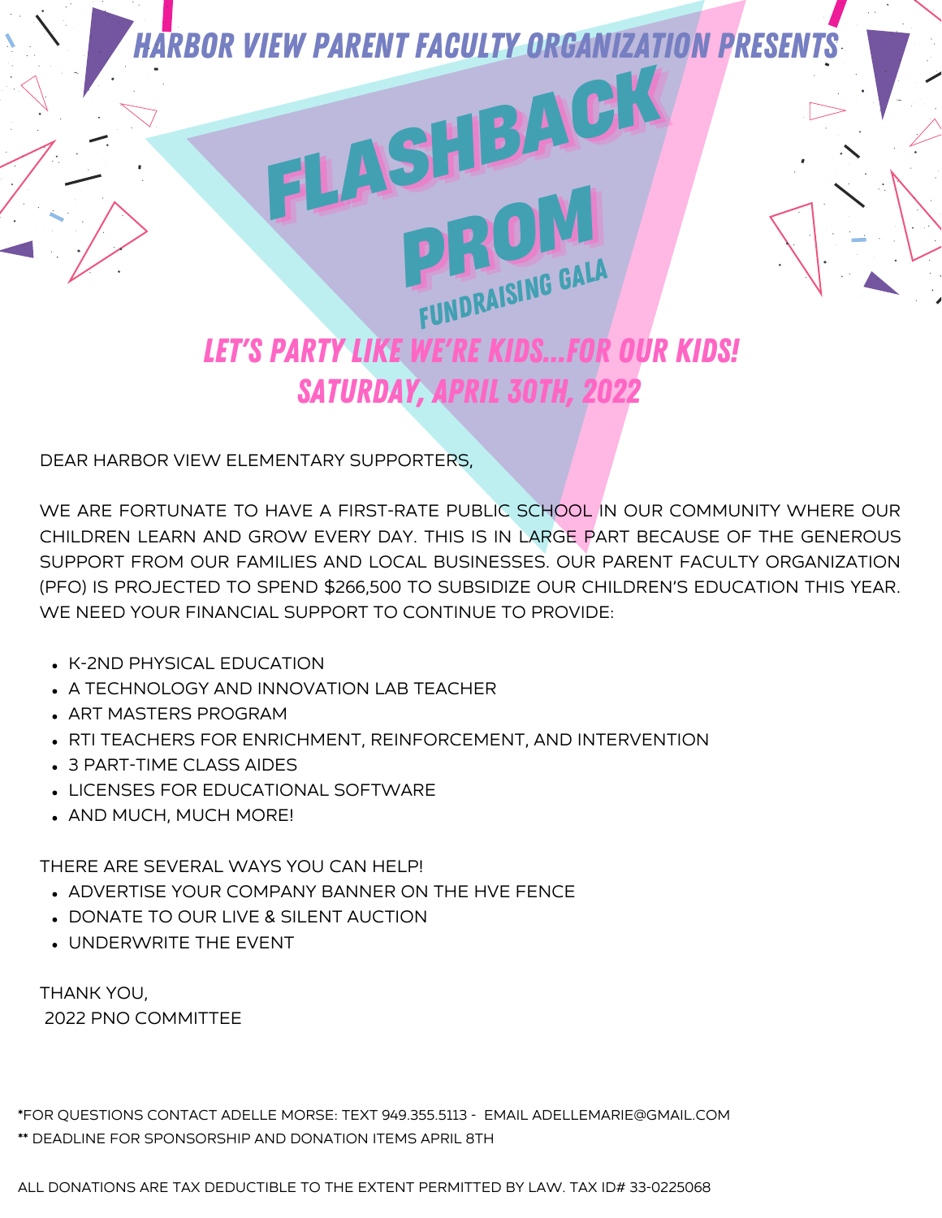### HARBOR VIEW PARENT FACULTY ORGANIZATION PRESENTS

# FLASHBACK PROM

## FUNDRAISING GALA

### LET'S PARTY LIKE WE'RE KIDS...FOR OUR KIDS!
### SATURDAY, APRIL 30TH, 2022

DEAR HARBOR VIEW ELEMENTARY SUPPORTERS,

WE ARE FORTUNATE TO HAVE A FIRST-RATE PUBLIC SCHOOL IN OUR COMMUNITY WHERE OUR CHILDREN LEARN AND GROW EVERY DAY. THIS IS IN LARGE PART BECAUSE OF THE GENEROUS SUPPORT FROM OUR FAMILIES AND LOCAL BUSINESSES. OUR PARENT FACULTY ORGANIZATION (PFO) IS PROJECTED TO SPEND $266,500 TO SUBSIDIZE OUR CHILDREN'S EDUCATION THIS YEAR. WE NEED YOUR FINANCIAL SUPPORT TO CONTINUE TO PROVIDE:

- K-2ND PHYSICAL EDUCATION
- A TECHNOLOGY AND INNOVATION LAB TEACHER
- ART MASTERS PROGRAM
- RTI TEACHERS FOR ENRICHMENT, REINFORCEMENT, AND INTERVENTION
- 3 PART-TIME CLASS AIDES
- LICENSES FOR EDUCATIONAL SOFTWARE
- AND MUCH, MUCH MORE!

THERE ARE SEVERAL WAYS YOU CAN HELP!

- ADVERTISE YOUR COMPANY BANNER ON THE HVE FENCE
- DONATE TO OUR LIVE & SILENT AUCTION
- UNDERWRITE THE EVENT

THANK YOU,
2022 PNO COMMITTEE

*FOR QUESTIONS CONTACT ADELLE MORSE: TEXT 949.355.5113 - EMAIL ADELLEMARIE@GMAIL.COM
** DEADLINE FOR SPONSORSHIP AND DONATION ITEMS APRIL 8TH

ALL DONATIONS ARE TAX DEDUCTIBLE TO THE EXTENT PERMITTED BY LAW. TAX ID# 33-0225068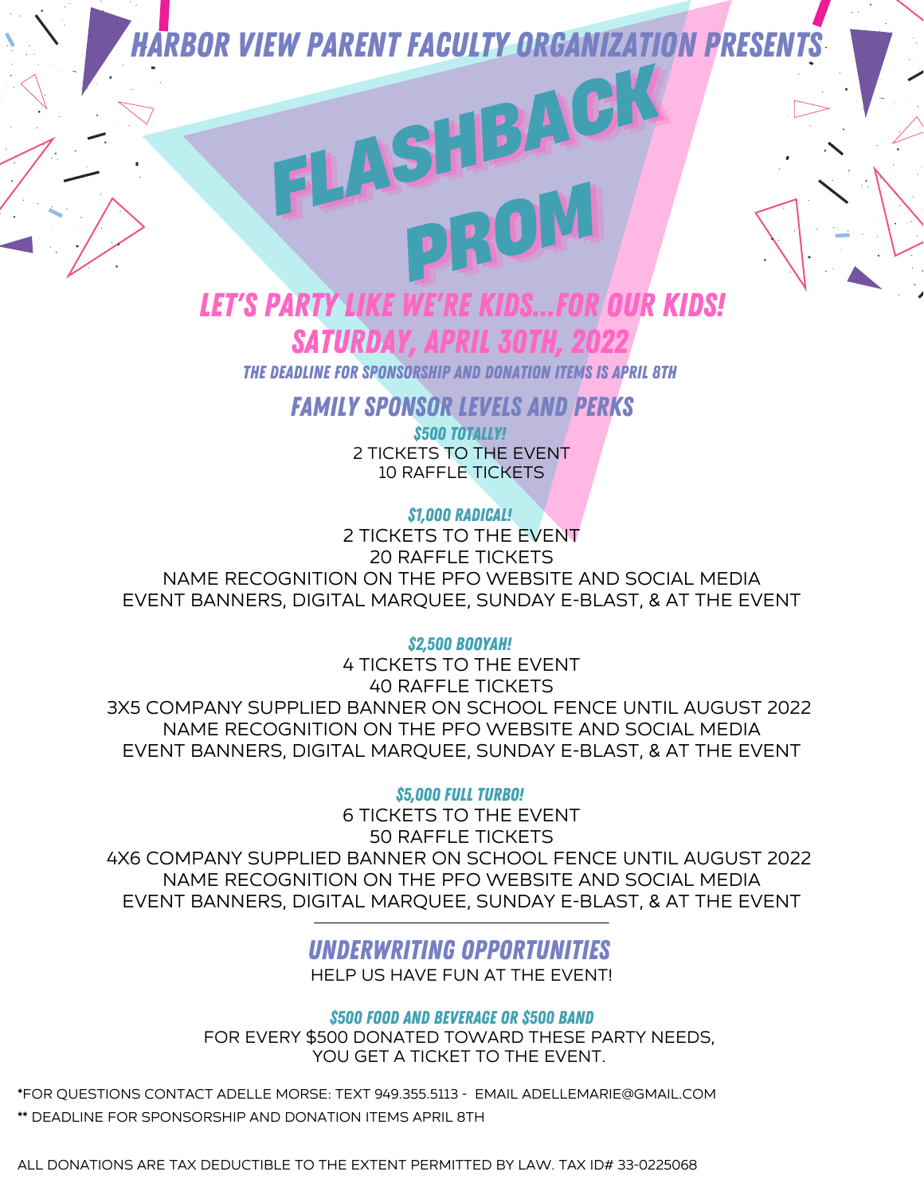HARBOR VIEW PARENT FACULTY ORGANIZATION PRESENTS

# FLASHBACK PROM

## LET'S PARTY LIKE WE'RE KIDS...FOR OUR KIDS!

## SATURDAY, APRIL 30TH, 2022

THE DEADLINE FOR SPONSORSHIP AND DONATION ITEMS IS APRIL 8TH

## FAMILY SPONSOR LEVELS AND PERKS

### $500 TOTALLY!

2 TICKETS TO THE EVENT
10 RAFFLE TICKETS

### $1,000 RADICAL!

2 TICKETS TO THE EVENT
20 RAFFLE TICKETS
NAME RECOGNITION ON THE PFO WEBSITE AND SOCIAL MEDIA
EVENT BANNERS, DIGITAL MARQUEE, SUNDAY E-BLAST, & AT THE EVENT

### $2,500 BOOYAH!

4 TICKETS TO THE EVENT
40 RAFFLE TICKETS
3X5 COMPANY SUPPLIED BANNER ON SCHOOL FENCE UNTIL AUGUST 2022
NAME RECOGNITION ON THE PFO WEBSITE AND SOCIAL MEDIA
EVENT BANNERS, DIGITAL MARQUEE, SUNDAY E-BLAST, & AT THE EVENT

### $5,000 FULL TURBO!

6 TICKETS TO THE EVENT
50 RAFFLE TICKETS
4X6 COMPANY SUPPLIED BANNER ON SCHOOL FENCE UNTIL AUGUST 2022
NAME RECOGNITION ON THE PFO WEBSITE AND SOCIAL MEDIA
EVENT BANNERS, DIGITAL MARQUEE, SUNDAY E-BLAST, & AT THE EVENT

---

## UNDERWRITING OPPORTUNITIES

HELP US HAVE FUN AT THE EVENT!

### $500 FOOD AND BEVERAGE OR $500 BAND

FOR EVERY $500 DONATED TOWARD THESE PARTY NEEDS,
YOU GET A TICKET TO THE EVENT.

*FOR QUESTIONS CONTACT ADELLE MORSE: TEXT 949.355.5113 - EMAIL ADELLEMARIE@GMAIL.COM

** DEADLINE FOR SPONSORSHIP AND DONATION ITEMS APRIL 8TH

ALL DONATIONS ARE TAX DEDUCTIBLE TO THE EXTENT PERMITTED BY LAW. TAX ID# 33-0225068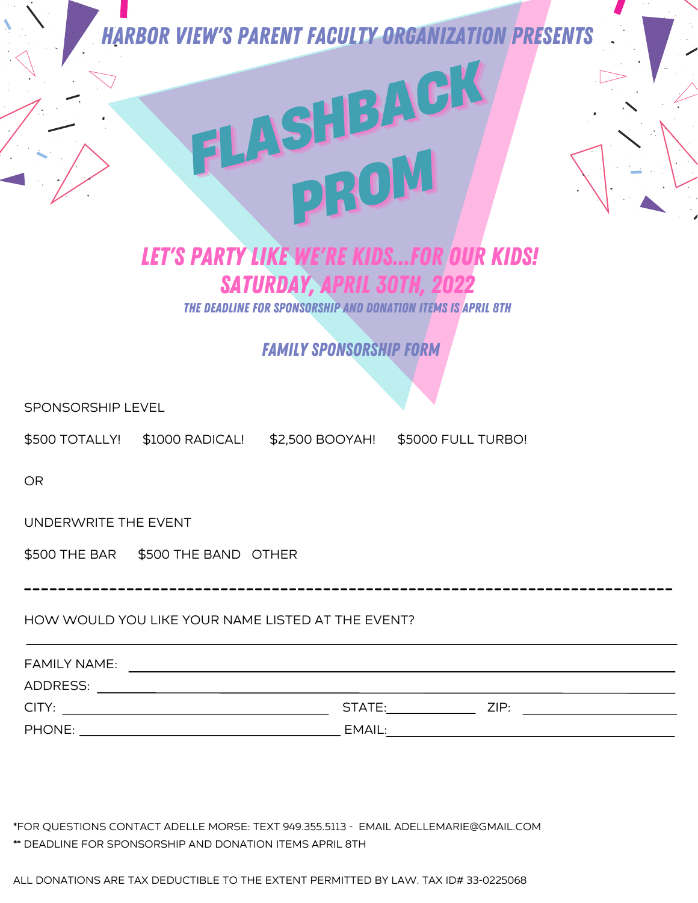HARBOR VIEW'S PARENT FACULTY ORGANIZATION PRESENTS

# FLASHBACK PROM

## LET'S PARTY LIKE WE'RE KIDS...FOR OUR KIDS!

## SATURDAY, APRIL 30TH, 2022

THE DEADLINE FOR SPONSORSHIP AND DONATION ITEMS IS APRIL 8TH

### FAMILY SPONSORSHIP FORM

SPONSORSHIP LEVEL

$500 TOTALLY!     $1000 RADICAL!     $2,500 BOOYAH!     $5000 FULL TURBO!

OR

UNDERWRITE THE EVENT

$500 THE BAR     $500 THE BAND     OTHER

---

HOW WOULD YOU LIKE YOUR NAME LISTED AT THE EVENT?

______________________________________________________________

FAMILY NAME: ____________________________________________

ADDRESS: ________________________________________________

CITY: ______________________ STATE: __________ ZIP: __________

PHONE: _____________________ EMAIL: _________________________

*FOR QUESTIONS CONTACT ADELLE MORSE: TEXT 949.355.5113 - EMAIL ADELLEMARIE@GMAIL.COM

** DEADLINE FOR SPONSORSHIP AND DONATION ITEMS APRIL 8TH

ALL DONATIONS ARE TAX DEDUCTIBLE TO THE EXTENT PERMITTED BY LAW. TAX ID# 33-0225068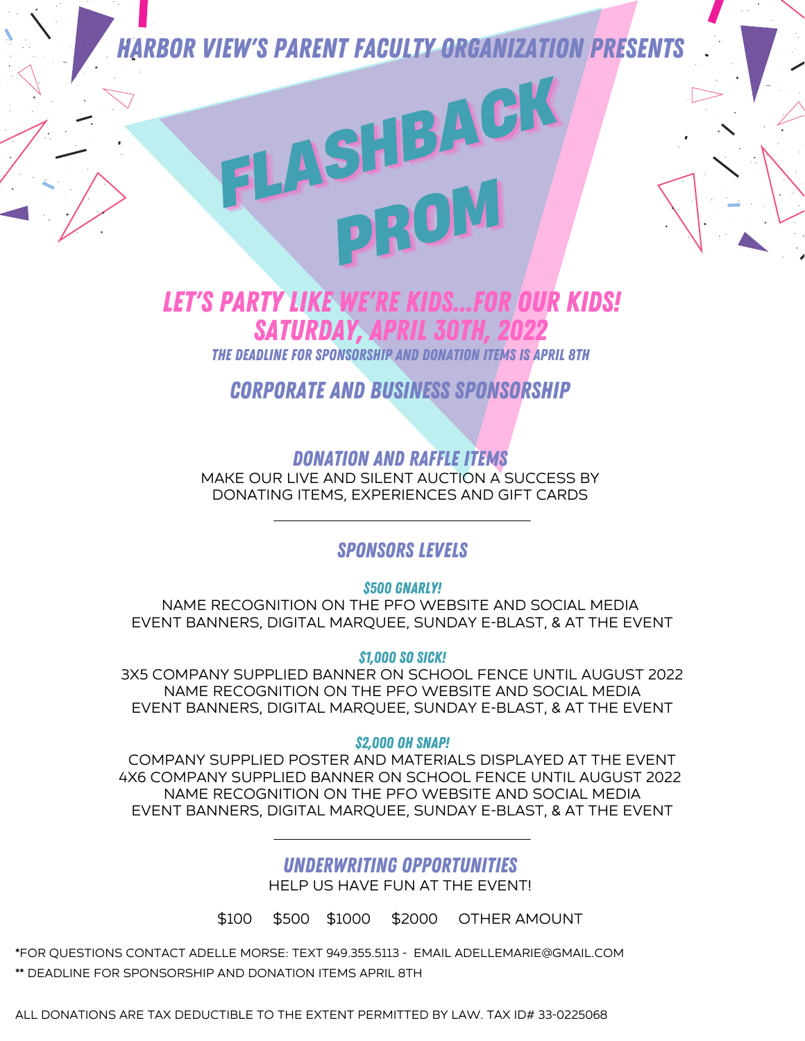### HARBOR VIEW'S PARENT FACULTY ORGANIZATION PRESENTS

# FLASHBACK PROM

## LET'S PARTY LIKE WE'RE KIDS...FOR OUR KIDS!

## SATURDAY, APRIL 30TH, 2022

**THE DEADLINE FOR SPONSORSHIP AND DONATION ITEMS IS APRIL 8TH**

## CORPORATE AND BUSINESS SPONSORSHIP

### DONATION AND RAFFLE ITEMS

MAKE OUR LIVE AND SILENT AUCTION A SUCCESS BY DONATING ITEMS, EXPERIENCES AND GIFT CARDS

---

### SPONSORS LEVELS

**$500 GNARLY!**

NAME RECOGNITION ON THE PFO WEBSITE AND SOCIAL MEDIA
EVENT BANNERS, DIGITAL MARQUEE, SUNDAY E-BLAST, & AT THE EVENT

**$1,000 SO SICK!**

3X5 COMPANY SUPPLIED BANNER ON SCHOOL FENCE UNTIL AUGUST 2022
NAME RECOGNITION ON THE PFO WEBSITE AND SOCIAL MEDIA
EVENT BANNERS, DIGITAL MARQUEE, SUNDAY E-BLAST, & AT THE EVENT

**$2,000 OH SNAP!**

COMPANY SUPPLIED POSTER AND MATERIALS DISPLAYED AT THE EVENT
4X6 COMPANY SUPPLIED BANNER ON SCHOOL FENCE UNTIL AUGUST 2022
NAME RECOGNITION ON THE PFO WEBSITE AND SOCIAL MEDIA
EVENT BANNERS, DIGITAL MARQUEE, SUNDAY E-BLAST, & AT THE EVENT

---

### UNDERWRITING OPPORTUNITIES

HELP US HAVE FUN AT THE EVENT!

$100 $500 $1000 $2000 OTHER AMOUNT

*FOR QUESTIONS CONTACT ADELLE MORSE: TEXT 949.355.5113 - EMAIL ADELLEMARIE@GMAIL.COM

** DEADLINE FOR SPONSORSHIP AND DONATION ITEMS APRIL 8TH

ALL DONATIONS ARE TAX DEDUCTIBLE TO THE EXTENT PERMITTED BY LAW. TAX ID# 33-0225068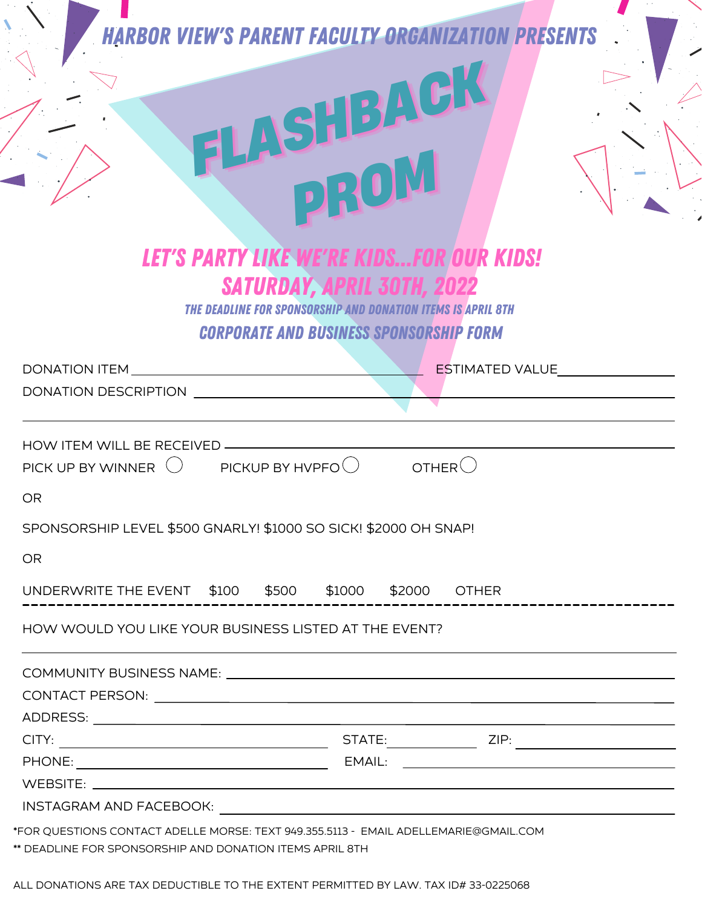HARBOR VIEW'S PARENT FACULTY ORGANIZATION PRESENTS

# FLASHBACK PROM

## LET'S PARTY LIKE WE'RE KIDS...FOR OUR KIDS!

## SATURDAY, APRIL 30TH, 2022

THE DEADLINE FOR SPONSORSHIP AND DONATION ITEMS IS APRIL 8TH

### CORPORATE AND BUSINESS SPONSORSHIP FORM

DONATION ITEM ______________________ ESTIMATED VALUE ____________

DONATION DESCRIPTION ______________________________________________

_______________________________________________________________

HOW ITEM WILL BE RECEIVED _________________________________________

PICK UP BY WINNER ◯ PICKUP BY HVPFO ◯ OTHER ◯

OR

SPONSORSHIP LEVEL $500 GNARLY! $1000 SO SICK! $2000 OH SNAP!

OR

UNDERWRITE THE EVENT $100 $500 $1000 $2000 OTHER

---

HOW WOULD YOU LIKE YOUR BUSINESS LISTED AT THE EVENT?

_______________________________________________________________

COMMUNITY BUSINESS NAME: __________________________________________

CONTACT PERSON: __________________________________________________

ADDRESS: _________________________________________________________

CITY: ____________________ STATE: __________ ZIP: ______________

PHONE: ___________________ EMAIL: ____________________________

WEBSITE: _________________________________________________________

INSTAGRAM AND FACEBOOK: ___________________________________________

*FOR QUESTIONS CONTACT ADELLE MORSE: TEXT 949.355.5113 - EMAIL ADELLEMARIE@GMAIL.COM

** DEADLINE FOR SPONSORSHIP AND DONATION ITEMS APRIL 8TH

ALL DONATIONS ARE TAX DEDUCTIBLE TO THE EXTENT PERMITTED BY LAW. TAX ID# 33-0225068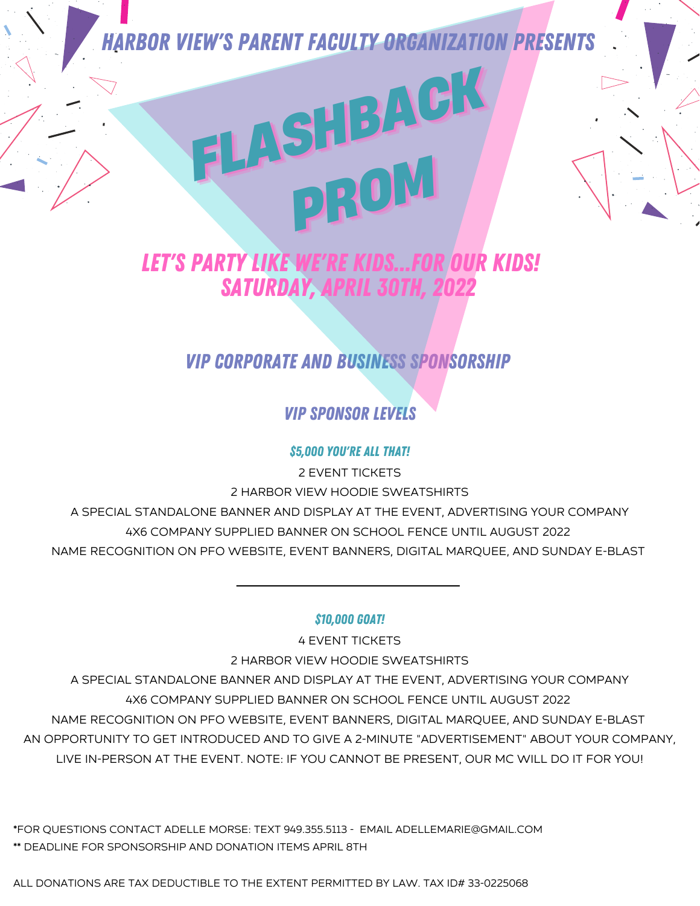HARBOR VIEW'S PARENT FACULTY ORGANIZATION PRESENTS

# FLASHBACK PROM

## LET'S PARTY LIKE WE'RE KIDS...FOR OUR KIDS!
## SATURDAY, APRIL 30TH, 2022

## VIP CORPORATE AND BUSINESS SPONSORSHIP

### VIP SPONSOR LEVELS

**$5,000 YOU'RE ALL THAT!**

2 EVENT TICKETS
2 HARBOR VIEW HOODIE SWEATSHIRTS
A SPECIAL STANDALONE BANNER AND DISPLAY AT THE EVENT, ADVERTISING YOUR COMPANY
4X6 COMPANY SUPPLIED BANNER ON SCHOOL FENCE UNTIL AUGUST 2022
NAME RECOGNITION ON PFO WEBSITE, EVENT BANNERS, DIGITAL MARQUEE, AND SUNDAY E-BLAST

---

**$10,000 GOAT!**

4 EVENT TICKETS
2 HARBOR VIEW HOODIE SWEATSHIRTS
A SPECIAL STANDALONE BANNER AND DISPLAY AT THE EVENT, ADVERTISING YOUR COMPANY
4X6 COMPANY SUPPLIED BANNER ON SCHOOL FENCE UNTIL AUGUST 2022
NAME RECOGNITION ON PFO WEBSITE, EVENT BANNERS, DIGITAL MARQUEE, AND SUNDAY E-BLAST
AN OPPORTUNITY TO GET INTRODUCED AND TO GIVE A 2-MINUTE "ADVERTISEMENT" ABOUT YOUR COMPANY, LIVE IN-PERSON AT THE EVENT. NOTE: IF YOU CANNOT BE PRESENT, OUR MC WILL DO IT FOR YOU!

*FOR QUESTIONS CONTACT ADELLE MORSE: TEXT 949.355.5113 - EMAIL ADELLEMARIE@GMAIL.COM
** DEADLINE FOR SPONSORSHIP AND DONATION ITEMS APRIL 8TH

ALL DONATIONS ARE TAX DEDUCTIBLE TO THE EXTENT PERMITTED BY LAW. TAX ID# 33-0225068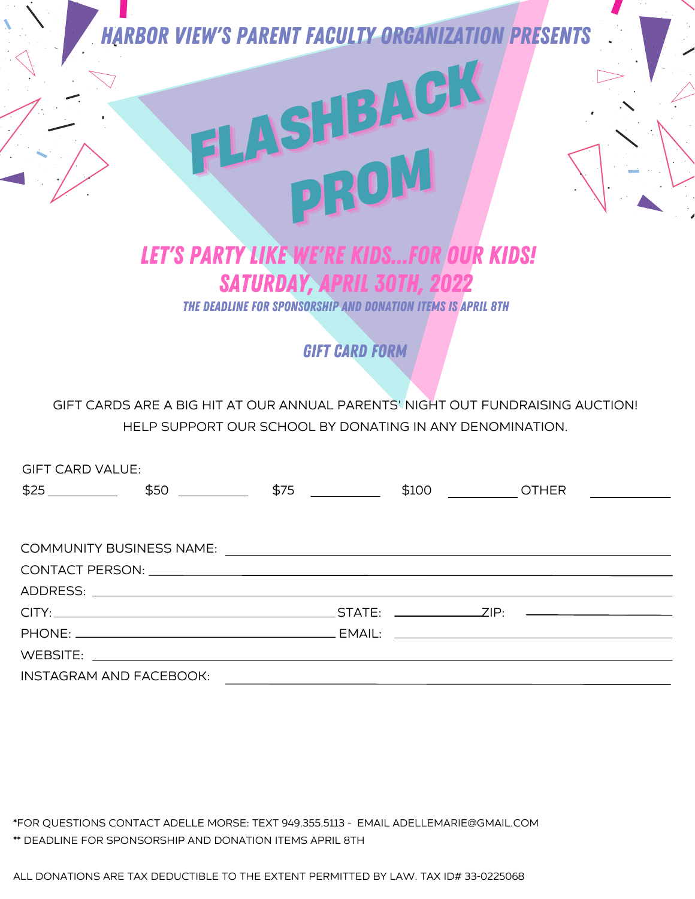HARBOR VIEW'S PARENT FACULTY ORGANIZATION PRESENTS

# FLASHBACK PROM

## LET'S PARTY LIKE WE'RE KIDS...FOR OUR KIDS!

## SATURDAY, APRIL 30TH, 2022

THE DEADLINE FOR SPONSORSHIP AND DONATION ITEMS IS APRIL 8TH

### GIFT CARD FORM

GIFT CARDS ARE A BIG HIT AT OUR ANNUAL PARENTS' NIGHT OUT FUNDRAISING AUCTION! HELP SUPPORT OUR SCHOOL BY DONATING IN ANY DENOMINATION.

GIFT CARD VALUE:

$25 __________ $50 __________ $75 __________ $100 __________ OTHER __________

COMMUNITY BUSINESS NAME: ______________________________

CONTACT PERSON: ______________________________

ADDRESS: ______________________________

CITY: ______________ STATE: __________ ZIP: __________

PHONE: ______________ EMAIL: ______________

WEBSITE: ______________________________

INSTAGRAM AND FACEBOOK: ______________________________

*FOR QUESTIONS CONTACT ADELLE MORSE: TEXT 949.355.5113 - EMAIL ADELLEMARIE@GMAIL.COM

** DEADLINE FOR SPONSORSHIP AND DONATION ITEMS APRIL 8TH

ALL DONATIONS ARE TAX DEDUCTIBLE TO THE EXTENT PERMITTED BY LAW. TAX ID# 33-0225068